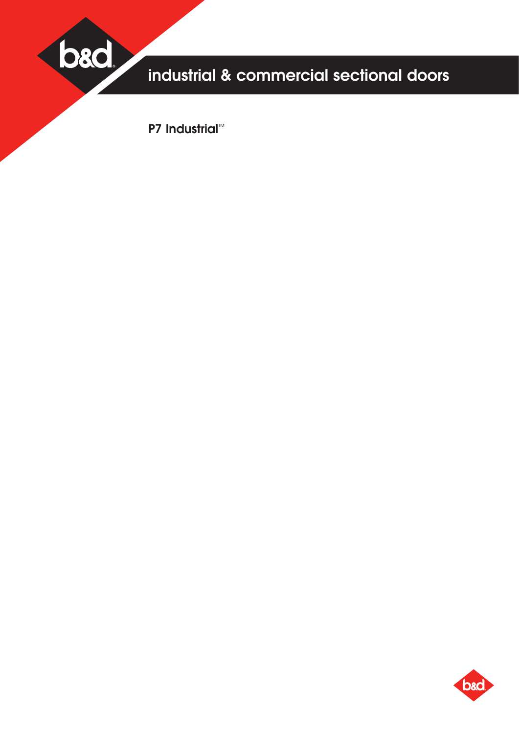# industrial & commercial sectional doors

## P7 Industrial™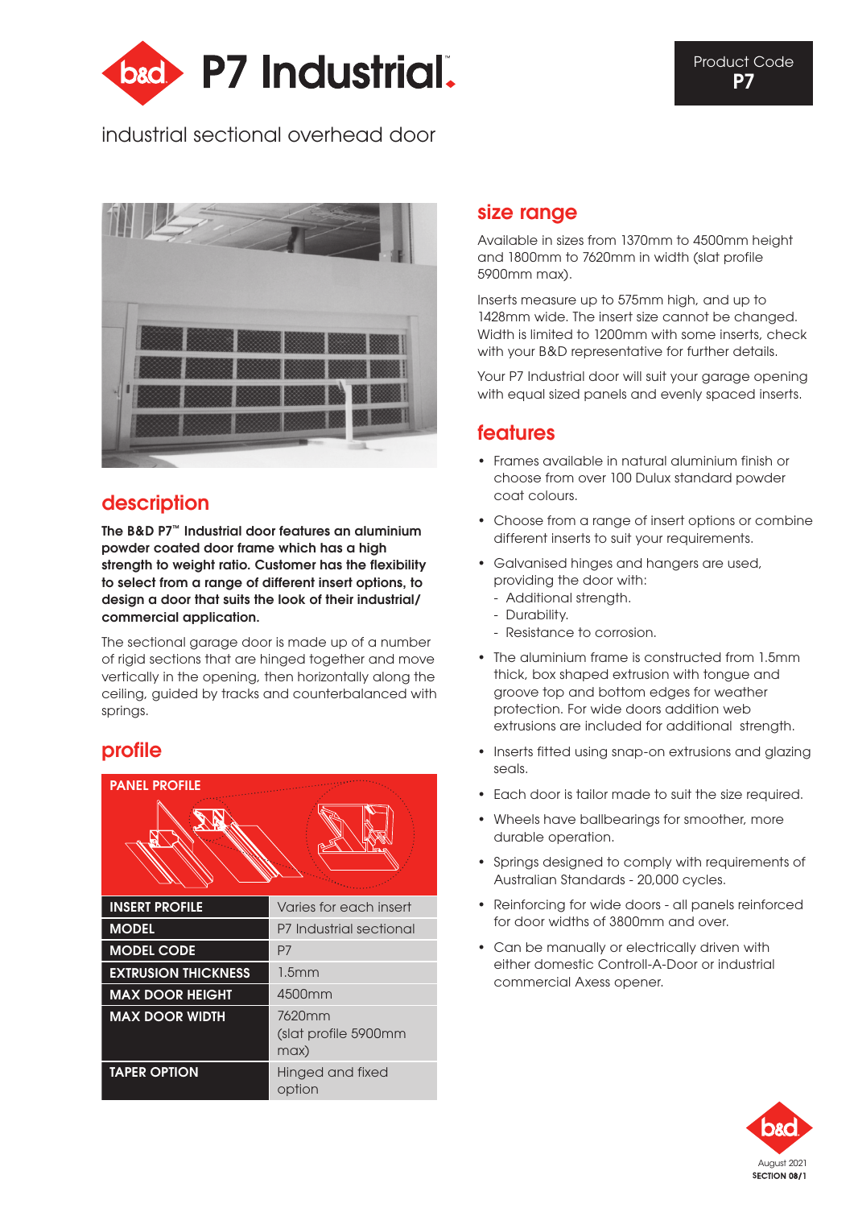# P7 Industrial.

Product Code **P7**

industrial sectional overhead door

## description

**The B&D P7™ Industrial door features an aluminium powder coated door frame which has a high strength to weight ratio. Customer has the flexibility to select from a range of different insert options, to design a door that suits the look of their industrial/commercial application.**

The sectional garage door is made up of a number of rigid sections that are hinged together and move vertically in the opening, then horizontally along the ceiling, guided by tracks and counterbalanced with springs.

## profile

PANEL PROFILE

| INSERT PROFILE | Varies for each insert |
|---|---|
| MODEL | P7 Industrial sectional |
| MODEL CODE | P7 |
| EXTRUSION THICKNESS | 1.5mm |
| MAX DOOR HEIGHT | 4500mm |
| MAX DOOR WIDTH | 7620mm (slat profile 5900mm max) |
| TAPER OPTION | Hinged and fixed option |

## size range

Available in sizes from 1370mm to 4500mm height and 1800mm to 7620mm in width (slat profile 5900mm max).

Inserts measure up to 575mm high, and up to 1428mm wide. The insert size cannot be changed. Width is limited to 1200mm with some inserts, check with your B&D representative for further details.

Your P7 Industrial door will suit your garage opening with equal sized panels and evenly spaced inserts.

## features

- Frames available in natural aluminium finish or choose from over 100 Dulux standard powder coat colours.
- Choose from a range of insert options or combine different inserts to suit your requirements.
- Galvanised hinges and hangers are used, providing the door with:
  - Additional strength.
  - Durability.
  - Resistance to corrosion.
- The aluminium frame is constructed from 1.5mm thick, box shaped extrusion with tongue and groove top and bottom edges for weather protection. For wide doors addition web extrusions are included for additional strength.
- Inserts fitted using snap-on extrusions and glazing seals.
- Each door is tailor made to suit the size required.
- Wheels have ballbearings for smoother, more durable operation.
- Springs designed to comply with requirements of Australian Standards - 20,000 cycles.
- Reinforcing for wide doors - all panels reinforced for door widths of 3800mm and over.
- Can be manually or electrically driven with either domestic Controll-A-Door or industrial commercial Axess opener.

August 2021
SECTION 08/1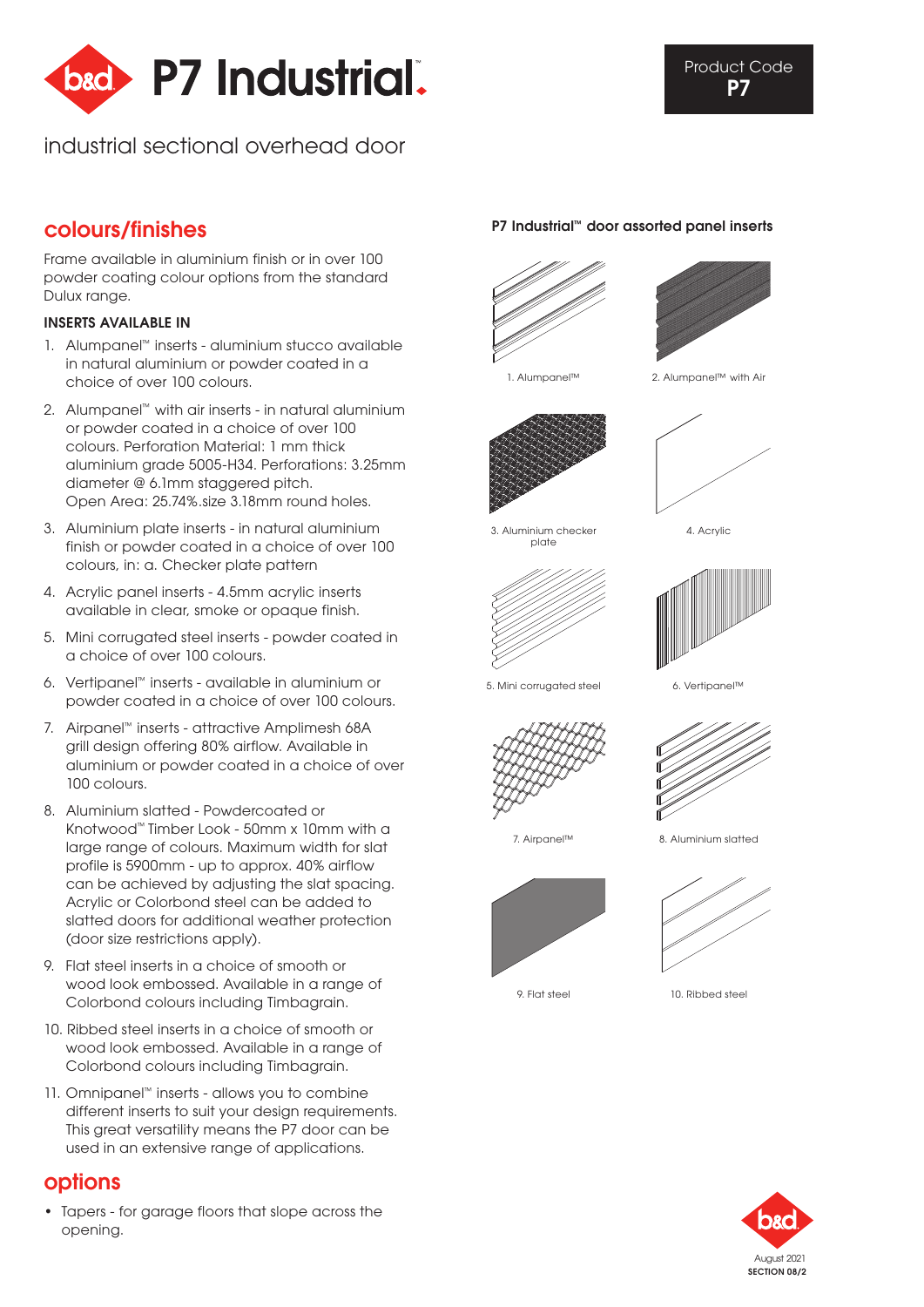# P7 Industrial™

Product Code **P7**

industrial sectional overhead door

## colours/finishes

Frame available in aluminium finish or in over 100 powder coating colour options from the standard Dulux range.

### INSERTS AVAILABLE IN

1. Alumpanel™ inserts - aluminium stucco available in natural aluminium or powder coated in a choice of over 100 colours.
2. Alumpanel™ with air inserts - in natural aluminium or powder coated in a choice of over 100 colours. Perforation Material: 1 mm thick aluminium grade 5005-H34. Perforations: 3.25mm diameter @ 6.1mm staggered pitch. Open Area: 25.74%.size 3.18mm round holes.
3. Aluminium plate inserts - in natural aluminium finish or powder coated in a choice of over 100 colours, in: a. Checker plate pattern
4. Acrylic panel inserts - 4.5mm acrylic inserts available in clear, smoke or opaque finish.
5. Mini corrugated steel inserts - powder coated in a choice of over 100 colours.
6. Vertipanel™ inserts - available in aluminium or powder coated in a choice of over 100 colours.
7. Airpanel™ inserts - attractive Amplimesh 68A grill design offering 80% airflow. Available in aluminium or powder coated in a choice of over 100 colours.
8. Aluminium slatted - Powdercoated or Knotwood™ Timber Look - 50mm x 10mm with a large range of colours. Maximum width for slat profile is 5900mm - up to approx. 40% airflow can be achieved by adjusting the slat spacing. Acrylic or Colorbond steel can be added to slatted doors for additional weather protection (door size restrictions apply).
9. Flat steel inserts in a choice of smooth or wood look embossed. Available in a range of Colorbond colours including Timbagrain.
10. Ribbed steel inserts in a choice of smooth or wood look embossed. Available in a range of Colorbond colours including Timbagrain.
11. Omnipanel™ inserts - allows you to combine different inserts to suit your design requirements. This great versatility means the P7 door can be used in an extensive range of applications.

## options

- Tapers - for garage floors that slope across the opening.

**P7 Industrial™ door assorted panel inserts**

1. Alumpanel™
2. Alumpanel™ with Air
3. Aluminium checker plate
4. Acrylic
5. Mini corrugated steel
6. Vertipanel™
7. Airpanel™
8. Aluminium slatted
9. Flat steel
10. Ribbed steel

August 2021
SECTION 08/2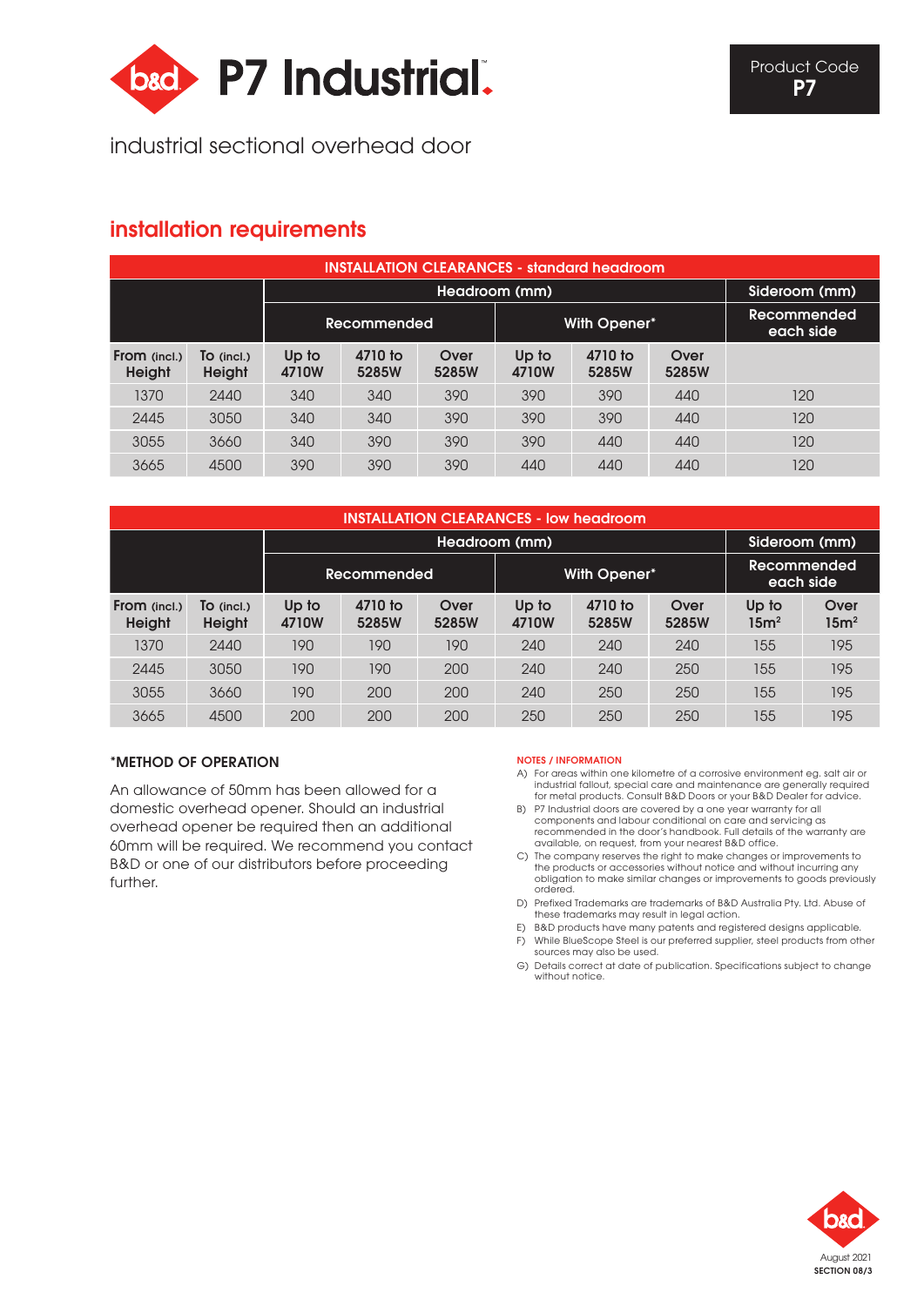# P7 Industrial.

Product Code
**P7**

industrial sectional overhead door

## installation requirements

| INSTALLATION CLEARANCES - standard headroom | | | | | | | | |
|---|---|---|---|---|---|---|---|---|
| | | Headroom (mm) | | | | | | Sideroom (mm) |
| | | Recommended | | | With Opener* | | | Recommended each side |
| From (incl.) Height | To (incl.) Height | Up to 4710W | 4710 to 5285W | Over 5285W | Up to 4710W | 4710 to 5285W | Over 5285W | |
| 1370 | 2440 | 340 | 340 | 390 | 390 | 390 | 440 | 120 |
| 2445 | 3050 | 340 | 340 | 390 | 390 | 390 | 440 | 120 |
| 3055 | 3660 | 340 | 390 | 390 | 390 | 440 | 440 | 120 |
| 3665 | 4500 | 390 | 390 | 390 | 440 | 440 | 440 | 120 |

| INSTALLATION CLEARANCES - low headroom | | | | | | | | | |
|---|---|---|---|---|---|---|---|---|---|
| | | Headroom (mm) | | | | | | Sideroom (mm) | |
| | | Recommended | | | With Opener* | | | Recommended each side | |
| From (incl.) Height | To (incl.) Height | Up to 4710W | 4710 to 5285W | Over 5285W | Up to 4710W | 4710 to 5285W | Over 5285W | Up to $15m^2$ | Over $15m^2$ |
| 1370 | 2440 | 190 | 190 | 190 | 240 | 240 | 240 | 155 | 195 |
| 2445 | 3050 | 190 | 190 | 200 | 240 | 240 | 250 | 155 | 195 |
| 3055 | 3660 | 190 | 200 | 200 | 240 | 250 | 250 | 155 | 195 |
| 3665 | 4500 | 200 | 200 | 200 | 250 | 250 | 250 | 155 | 195 |

**\*METHOD OF OPERATION**

An allowance of 50mm has been allowed for a domestic overhead opener. Should an industrial overhead opener be required then an additional 60mm will be required. We recommend you contact B&D or one of our distributors before proceeding further.

**NOTES / INFORMATION**

A) For areas within one kilometre of a corrosive environment eg. salt air or industrial fallout, special care and maintenance are generally required for metal products. Consult B&D Doors or your B&D Dealer for advice.

B) P7 Industrial doors are covered by a one year warranty for all components and labour conditional on care and servicing as recommended in the door's handbook. Full details of the warranty are available, on request, from your nearest B&D office.

C) The company reserves the right to make changes or improvements to the products or accessories without notice and without incurring any obligation to make similar changes or improvements to goods previously ordered.

D) Prefixed Trademarks are trademarks of B&D Australia Pty. Ltd. Abuse of these trademarks may result in legal action.

E) B&D products have many patents and registered designs applicable.

F) While BlueScope Steel is our preferred supplier, steel products from other sources may also be used.

G) Details correct at date of publication. Specifications subject to change without notice.

August 2021
**SECTION 08/3**